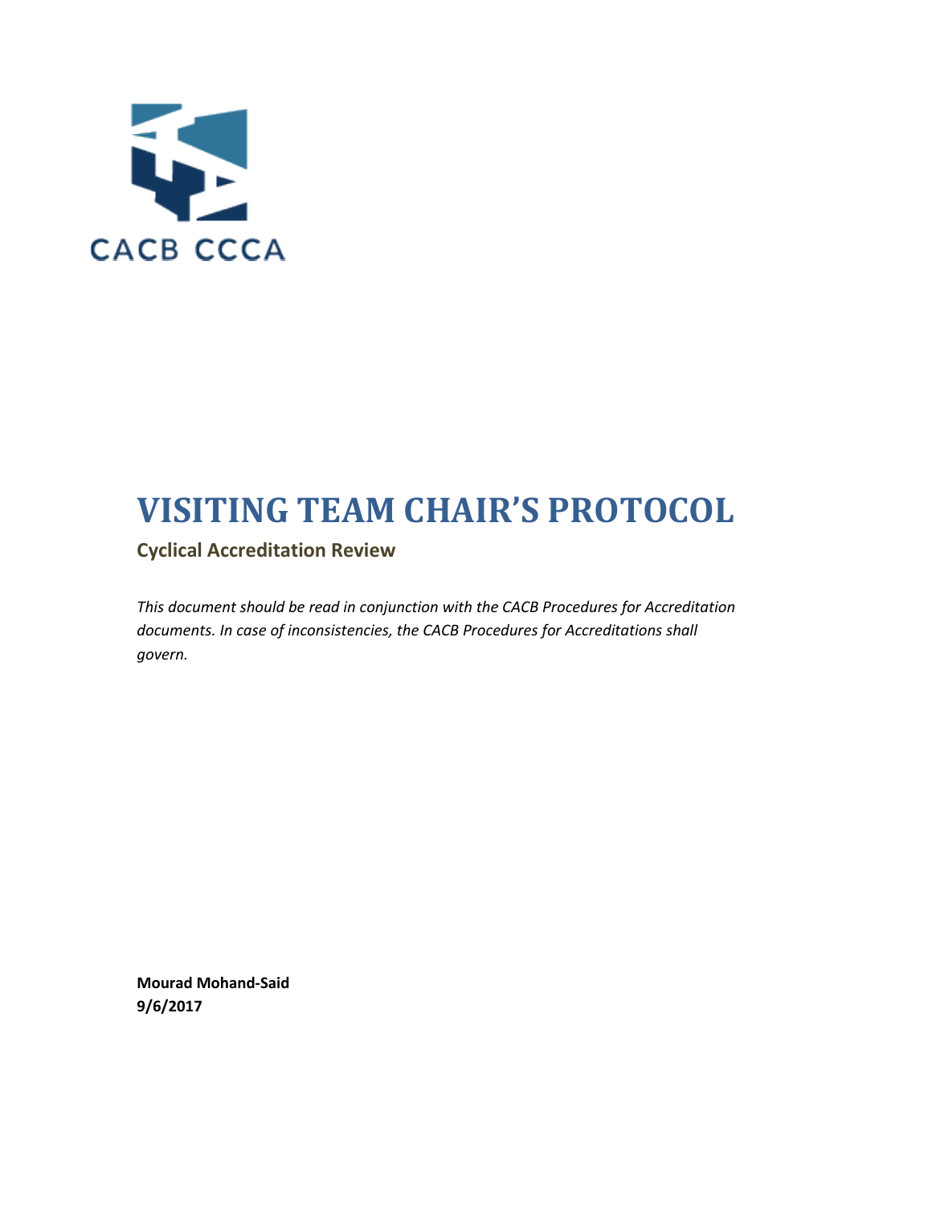CACB CCCA

# VISITING TEAM CHAIR'S PROTOCOL

## Cyclical Accreditation Review

*This document should be read in conjunction with the CACB Procedures for Accreditation documents. In case of inconsistencies, the CACB Procedures for Accreditations shall govern.*

**Mourad Mohand-Said**
**9/6/2017**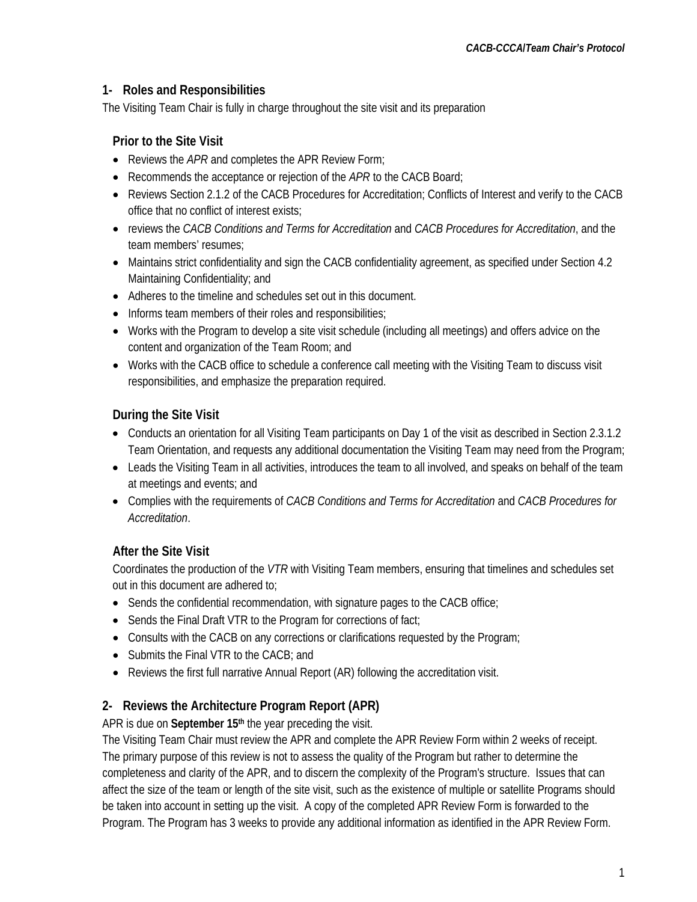## 1- Roles and Responsibilities

The Visiting Team Chair is fully in charge throughout the site visit and its preparation

### Prior to the Site Visit

- Reviews the *APR* and completes the APR Review Form;
- Recommends the acceptance or rejection of the *APR* to the CACB Board;
- Reviews Section 2.1.2 of the CACB Procedures for Accreditation; Conflicts of Interest and verify to the CACB office that no conflict of interest exists;
- reviews the *CACB Conditions and Terms for Accreditation* and *CACB Procedures for Accreditation*, and the team members' resumes;
- Maintains strict confidentiality and sign the CACB confidentiality agreement, as specified under Section 4.2 Maintaining Confidentiality; and
- Adheres to the timeline and schedules set out in this document.
- Informs team members of their roles and responsibilities;
- Works with the Program to develop a site visit schedule (including all meetings) and offers advice on the content and organization of the Team Room; and
- Works with the CACB office to schedule a conference call meeting with the Visiting Team to discuss visit responsibilities, and emphasize the preparation required.

### During the Site Visit

- Conducts an orientation for all Visiting Team participants on Day 1 of the visit as described in Section 2.3.1.2 Team Orientation, and requests any additional documentation the Visiting Team may need from the Program;
- Leads the Visiting Team in all activities, introduces the team to all involved, and speaks on behalf of the team at meetings and events; and
- Complies with the requirements of *CACB Conditions and Terms for Accreditation* and *CACB Procedures for Accreditation*.

### After the Site Visit

Coordinates the production of the *VTR* with Visiting Team members, ensuring that timelines and schedules set out in this document are adhered to;

- Sends the confidential recommendation, with signature pages to the CACB office;
- Sends the Final Draft VTR to the Program for corrections of fact;
- Consults with the CACB on any corrections or clarifications requested by the Program;
- Submits the Final VTR to the CACB; and
- Reviews the first full narrative Annual Report (AR) following the accreditation visit.

## 2- Reviews the Architecture Program Report (APR)

APR is due on **September 15th** the year preceding the visit.

The Visiting Team Chair must review the APR and complete the APR Review Form within 2 weeks of receipt. The primary purpose of this review is not to assess the quality of the Program but rather to determine the completeness and clarity of the APR, and to discern the complexity of the Program's structure. Issues that can affect the size of the team or length of the site visit, such as the existence of multiple or satellite Programs should be taken into account in setting up the visit. A copy of the completed APR Review Form is forwarded to the Program. The Program has 3 weeks to provide any additional information as identified in the APR Review Form.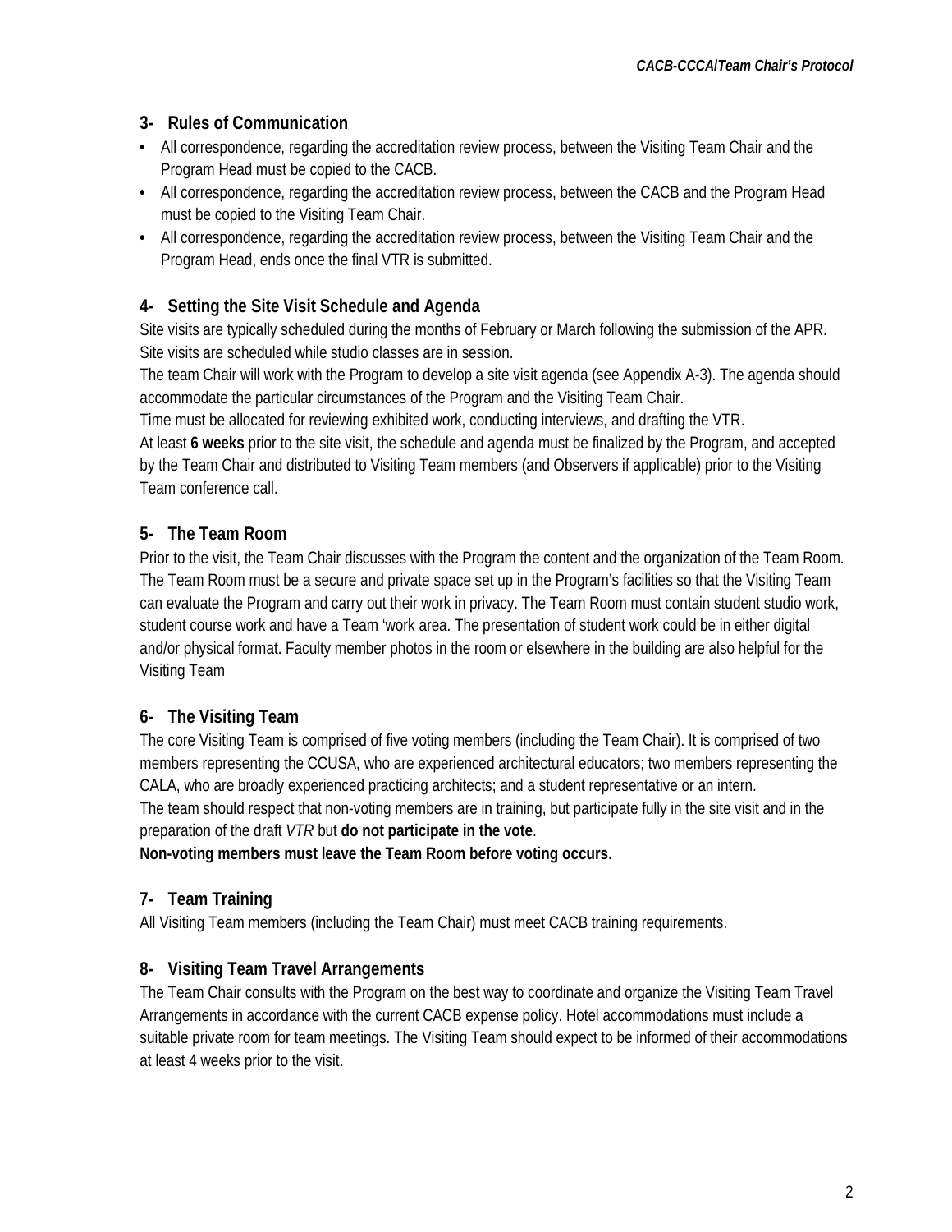## 3- Rules of Communication

- All correspondence, regarding the accreditation review process, between the Visiting Team Chair and the Program Head must be copied to the CACB.
- All correspondence, regarding the accreditation review process, between the CACB and the Program Head must be copied to the Visiting Team Chair.
- All correspondence, regarding the accreditation review process, between the Visiting Team Chair and the Program Head, ends once the final VTR is submitted.

## 4- Setting the Site Visit Schedule and Agenda

Site visits are typically scheduled during the months of February or March following the submission of the APR. Site visits are scheduled while studio classes are in session.

The team Chair will work with the Program to develop a site visit agenda (see Appendix A-3). The agenda should accommodate the particular circumstances of the Program and the Visiting Team Chair.

Time must be allocated for reviewing exhibited work, conducting interviews, and drafting the VTR.

At least **6 weeks** prior to the site visit, the schedule and agenda must be finalized by the Program, and accepted by the Team Chair and distributed to Visiting Team members (and Observers if applicable) prior to the Visiting Team conference call.

## 5- The Team Room

Prior to the visit, the Team Chair discusses with the Program the content and the organization of the Team Room. The Team Room must be a secure and private space set up in the Program's facilities so that the Visiting Team can evaluate the Program and carry out their work in privacy. The Team Room must contain student studio work, student course work and have a Team 'work area. The presentation of student work could be in either digital and/or physical format. Faculty member photos in the room or elsewhere in the building are also helpful for the Visiting Team

## 6- The Visiting Team

The core Visiting Team is comprised of five voting members (including the Team Chair). It is comprised of two members representing the CCUSA, who are experienced architectural educators; two members representing the CALA, who are broadly experienced practicing architects; and a student representative or an intern.

The team should respect that non-voting members are in training, but participate fully in the site visit and in the preparation of the draft *VTR* but **do not participate in the vote**.

**Non-voting members must leave the Team Room before voting occurs.**

## 7- Team Training

All Visiting Team members (including the Team Chair) must meet CACB training requirements.

## 8- Visiting Team Travel Arrangements

The Team Chair consults with the Program on the best way to coordinate and organize the Visiting Team Travel Arrangements in accordance with the current CACB expense policy. Hotel accommodations must include a suitable private room for team meetings. The Visiting Team should expect to be informed of their accommodations at least 4 weeks prior to the visit.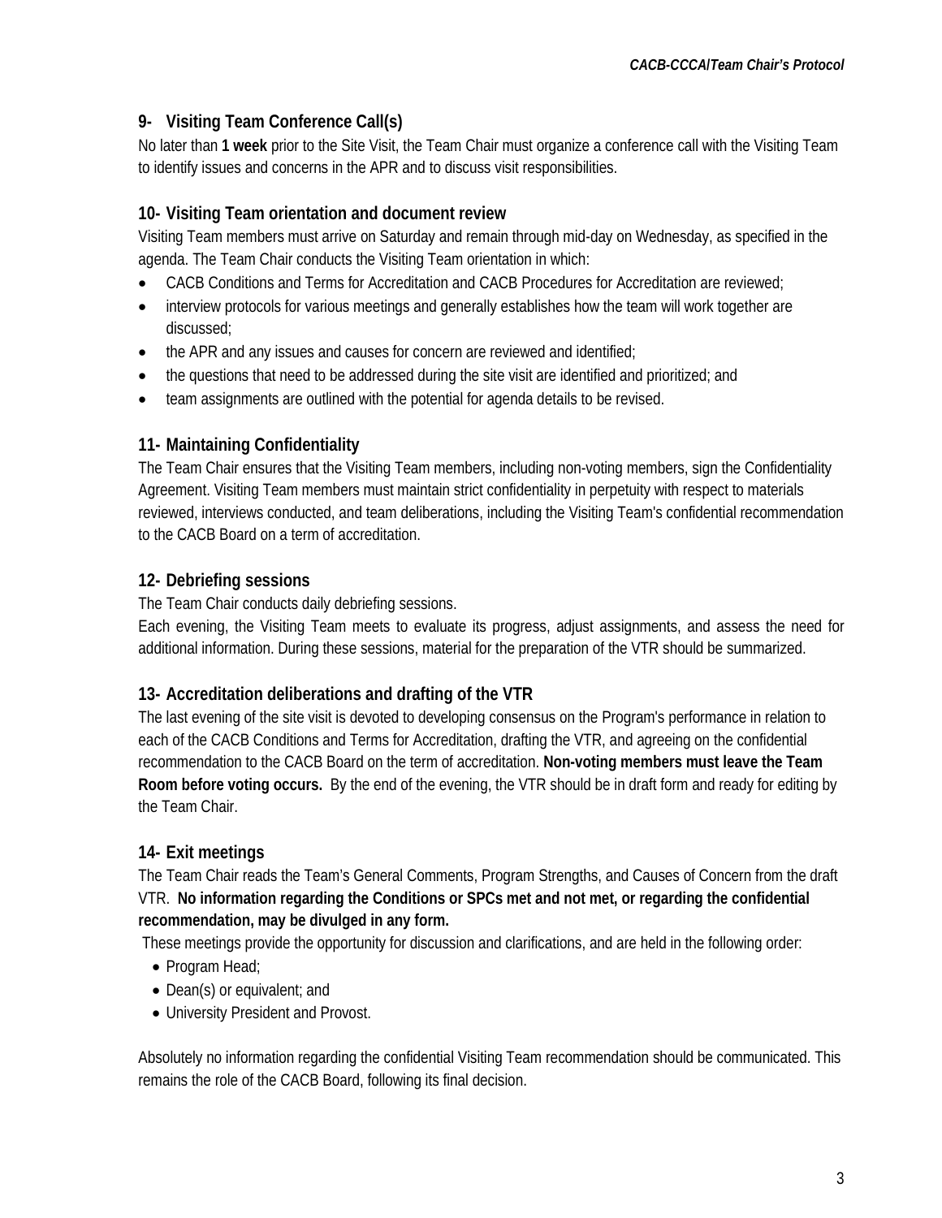## 9- Visiting Team Conference Call(s)

No later than **1 week** prior to the Site Visit, the Team Chair must organize a conference call with the Visiting Team to identify issues and concerns in the APR and to discuss visit responsibilities.

## 10- Visiting Team orientation and document review

Visiting Team members must arrive on Saturday and remain through mid-day on Wednesday, as specified in the agenda. The Team Chair conducts the Visiting Team orientation in which:

- CACB Conditions and Terms for Accreditation and CACB Procedures for Accreditation are reviewed;
- interview protocols for various meetings and generally establishes how the team will work together are discussed;
- the APR and any issues and causes for concern are reviewed and identified;
- the questions that need to be addressed during the site visit are identified and prioritized; and
- team assignments are outlined with the potential for agenda details to be revised.

## 11- Maintaining Confidentiality

The Team Chair ensures that the Visiting Team members, including non-voting members, sign the Confidentiality Agreement. Visiting Team members must maintain strict confidentiality in perpetuity with respect to materials reviewed, interviews conducted, and team deliberations, including the Visiting Team's confidential recommendation to the CACB Board on a term of accreditation.

## 12- Debriefing sessions

The Team Chair conducts daily debriefing sessions.

Each evening, the Visiting Team meets to evaluate its progress, adjust assignments, and assess the need for additional information. During these sessions, material for the preparation of the VTR should be summarized.

## 13- Accreditation deliberations and drafting of the VTR

The last evening of the site visit is devoted to developing consensus on the Program's performance in relation to each of the CACB Conditions and Terms for Accreditation, drafting the VTR, and agreeing on the confidential recommendation to the CACB Board on the term of accreditation. **Non-voting members must leave the Team Room before voting occurs.** By the end of the evening, the VTR should be in draft form and ready for editing by the Team Chair.

## 14- Exit meetings

The Team Chair reads the Team's General Comments, Program Strengths, and Causes of Concern from the draft VTR. **No information regarding the Conditions or SPCs met and not met, or regarding the confidential recommendation, may be divulged in any form.**

These meetings provide the opportunity for discussion and clarifications, and are held in the following order:

- Program Head;
- Dean(s) or equivalent; and
- University President and Provost.

Absolutely no information regarding the confidential Visiting Team recommendation should be communicated. This remains the role of the CACB Board, following its final decision.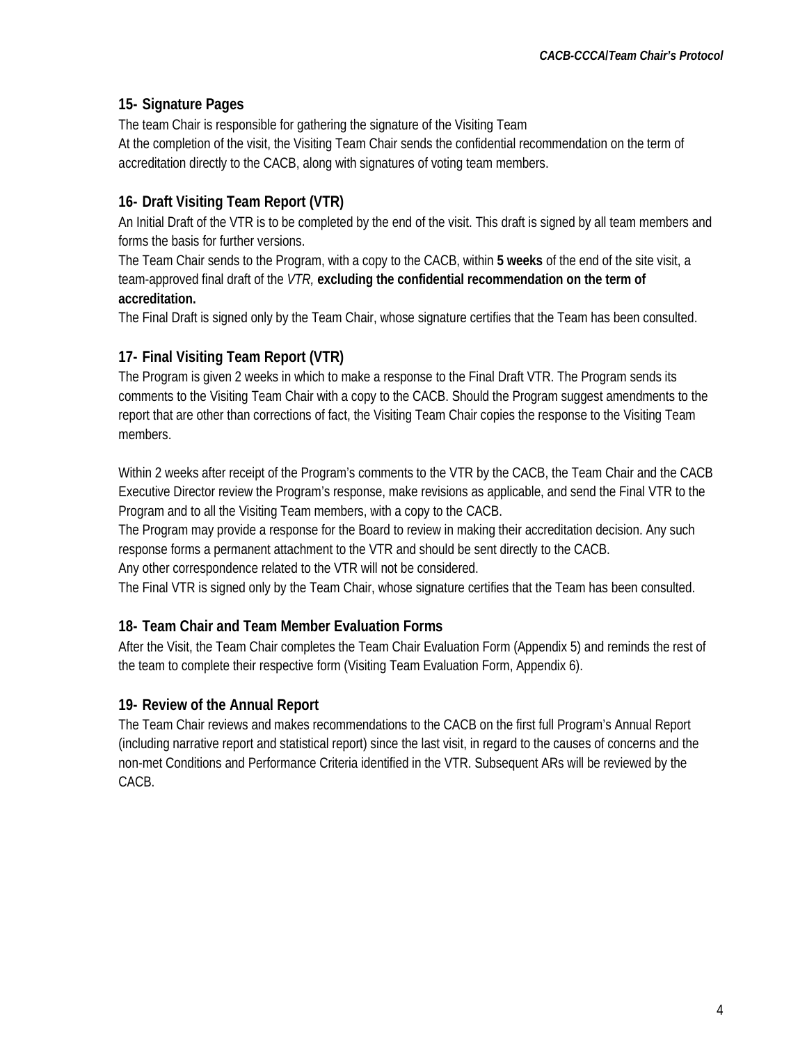## 15- Signature Pages

The team Chair is responsible for gathering the signature of the Visiting Team
At the completion of the visit, the Visiting Team Chair sends the confidential recommendation on the term of accreditation directly to the CACB, along with signatures of voting team members.

## 16- Draft Visiting Team Report (VTR)

An Initial Draft of the VTR is to be completed by the end of the visit. This draft is signed by all team members and forms the basis for further versions.
The Team Chair sends to the Program, with a copy to the CACB, within **5 weeks** of the end of the site visit, a team-approved final draft of the *VTR*, **excluding the confidential recommendation on the term of accreditation.**
The Final Draft is signed only by the Team Chair, whose signature certifies that the Team has been consulted.

## 17- Final Visiting Team Report (VTR)

The Program is given 2 weeks in which to make a response to the Final Draft VTR. The Program sends its comments to the Visiting Team Chair with a copy to the CACB. Should the Program suggest amendments to the report that are other than corrections of fact, the Visiting Team Chair copies the response to the Visiting Team members.

Within 2 weeks after receipt of the Program's comments to the VTR by the CACB, the Team Chair and the CACB Executive Director review the Program's response, make revisions as applicable, and send the Final VTR to the Program and to all the Visiting Team members, with a copy to the CACB.
The Program may provide a response for the Board to review in making their accreditation decision. Any such response forms a permanent attachment to the VTR and should be sent directly to the CACB.
Any other correspondence related to the VTR will not be considered.
The Final VTR is signed only by the Team Chair, whose signature certifies that the Team has been consulted.

## 18- Team Chair and Team Member Evaluation Forms

After the Visit, the Team Chair completes the Team Chair Evaluation Form (Appendix 5) and reminds the rest of the team to complete their respective form (Visiting Team Evaluation Form, Appendix 6).

## 19- Review of the Annual Report

The Team Chair reviews and makes recommendations to the CACB on the first full Program's Annual Report (including narrative report and statistical report) since the last visit, in regard to the causes of concerns and the non-met Conditions and Performance Criteria identified in the VTR. Subsequent ARs will be reviewed by the CACB.